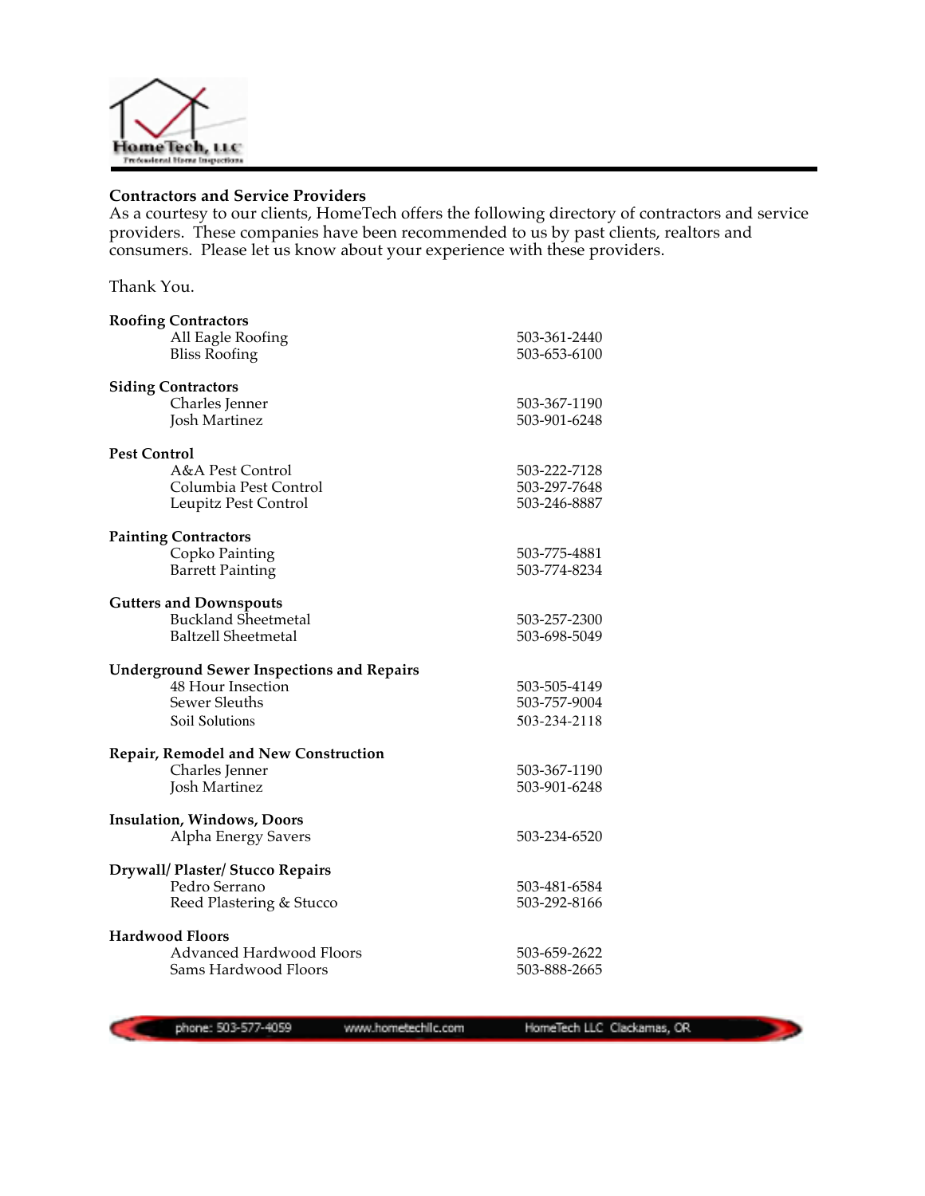## Contractors and Service Providers

As a courtesy to our clients, HomeTech offers the following directory of contractors and service providers. These companies have been recommended to us by past clients, realtors and consumers. Please let us know about your experience with these providers.

Thank You.

**Roofing Contractors**

| | |
|---|---|
| All Eagle Roofing | 503-361-2440 |
| Bliss Roofing | 503-653-6100 |

**Siding Contractors**

| | |
|---|---|
| Charles Jenner | 503-367-1190 |
| Josh Martinez | 503-901-6248 |

**Pest Control**

| | |
|---|---|
| A&A Pest Control | 503-222-7128 |
| Columbia Pest Control | 503-297-7648 |
| Leupitz Pest Control | 503-246-8887 |

**Painting Contractors**

| | |
|---|---|
| Copko Painting | 503-775-4881 |
| Barrett Painting | 503-774-8234 |

**Gutters and Downspouts**

| | |
|---|---|
| Buckland Sheetmetal | 503-257-2300 |
| Baltzell Sheetmetal | 503-698-5049 |

**Underground Sewer Inspections and Repairs**

| | |
|---|---|
| 48 Hour Insection | 503-505-4149 |
| Sewer Sleuths | 503-757-9004 |
| Soil Solutions | 503-234-2118 |

**Repair, Remodel and New Construction**

| | |
|---|---|
| Charles Jenner | 503-367-1190 |
| Josh Martinez | 503-901-6248 |

**Insulation, Windows, Doors**

| | |
|---|---|
| Alpha Energy Savers | 503-234-6520 |

**Drywall/ Plaster/ Stucco Repairs**

| | |
|---|---|
| Pedro Serrano | 503-481-6584 |
| Reed Plastering & Stucco | 503-292-8166 |

**Hardwood Floors**

| | |
|---|---|
| Advanced Hardwood Floors | 503-659-2622 |
| Sams Hardwood Floors | 503-888-2665 |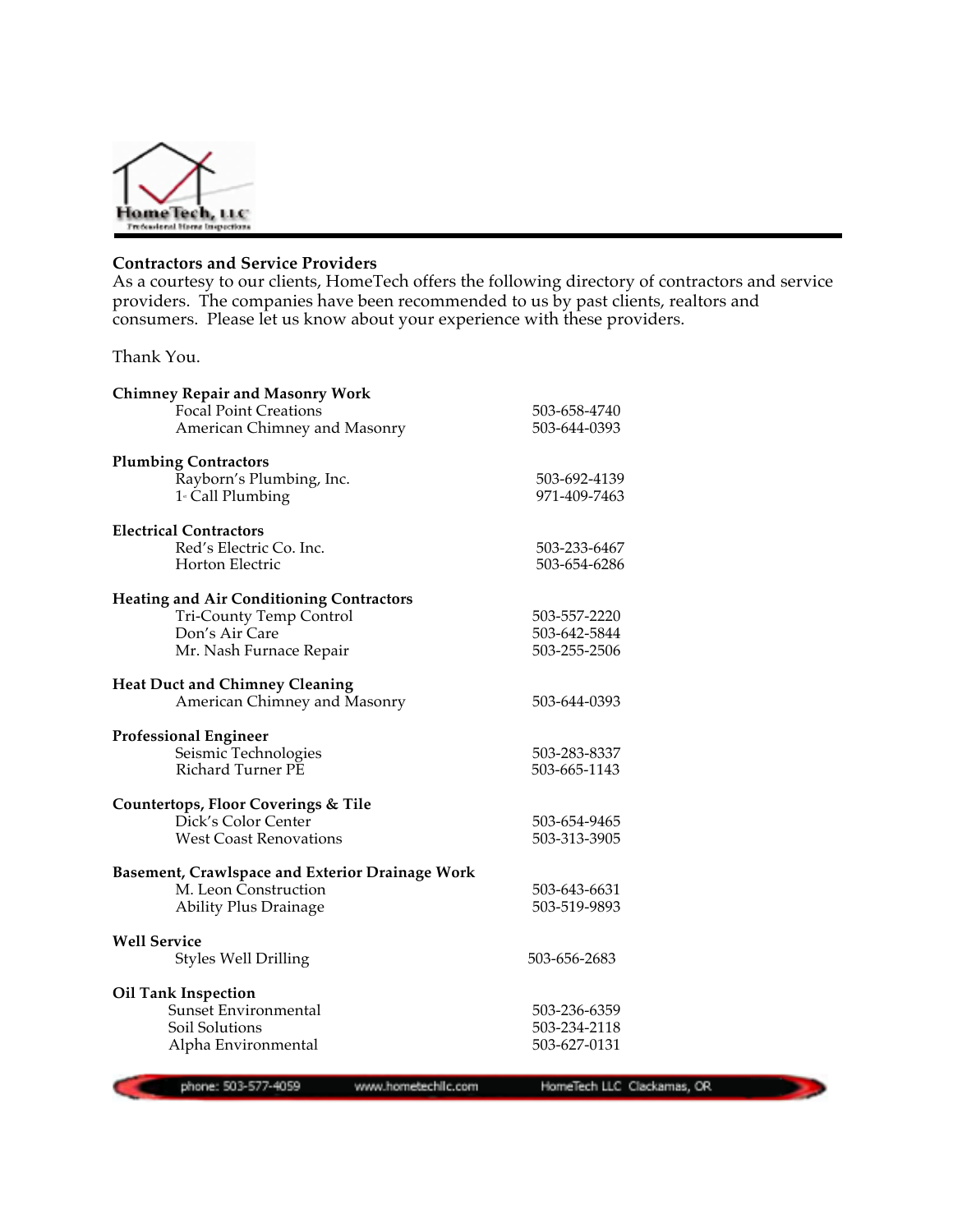## Contractors and Service Providers

As a courtesy to our clients, HomeTech offers the following directory of contractors and service providers. The companies have been recommended to us by past clients, realtors and consumers. Please let us know about your experience with these providers.

Thank You.

| | |
|---|---|
| **Chimney Repair and Masonry Work** | |
| Focal Point Creations | 503-658-4740 |
| American Chimney and Masonry | 503-644-0393 |
| **Plumbing Contractors** | |
| Rayborn's Plumbing, Inc. | 503-692-4139 |
| 1st Call Plumbing | 971-409-7463 |
| **Electrical Contractors** | |
| Red's Electric Co. Inc. | 503-233-6467 |
| Horton Electric | 503-654-6286 |
| **Heating and Air Conditioning Contractors** | |
| Tri-County Temp Control | 503-557-2220 |
| Don's Air Care | 503-642-5844 |
| Mr. Nash Furnace Repair | 503-255-2506 |
| **Heat Duct and Chimney Cleaning** | |
| American Chimney and Masonry | 503-644-0393 |
| **Professional Engineer** | |
| Seismic Technologies | 503-283-8337 |
| Richard Turner PE | 503-665-1143 |
| **Countertops, Floor Coverings & Tile** | |
| Dick's Color Center | 503-654-9465 |
| West Coast Renovations | 503-313-3905 |
| **Basement, Crawlspace and Exterior Drainage Work** | |
| M. Leon Construction | 503-643-6631 |
| Ability Plus Drainage | 503-519-9893 |
| **Well Service** | |
| Styles Well Drilling | 503-656-2683 |
| **Oil Tank Inspection** | |
| Sunset Environmental | 503-236-6359 |
| Soil Solutions | 503-234-2118 |
| Alpha Environmental | 503-627-0131 |

phone: 503-577-4059 www.hometechllc.com HomeTech LLC Clackamas, OR